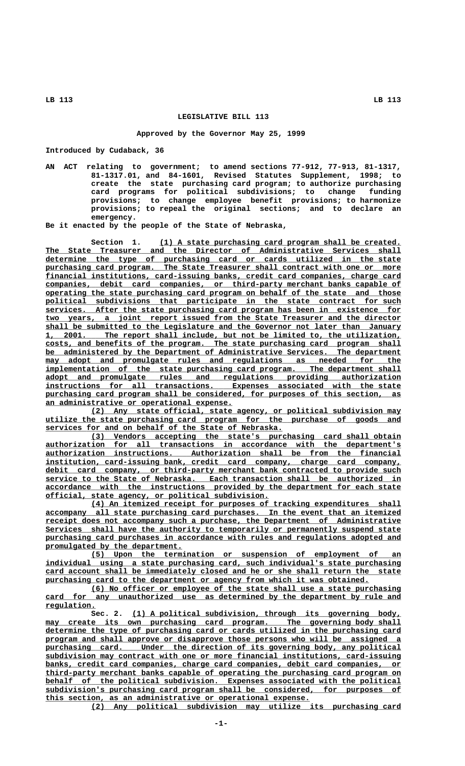# LEGISLATIVE BILL 113

### Approved by the Governor May 25, 1999

Introduced by Cudaback, 36

AN ACT relating to government; to amend sections 77-912, 77-913, 81-1317, 81-1317.01, and 84-1601, Revised Statutes Supplement, 1998; to create the state purchasing card program; to authorize purchasing card programs for political subdivisions; to change funding provisions; to change employee benefit provisions; to harmonize provisions; to repeal the original sections; and to declare an emergency.

Be it enacted by the people of the State of Nebraska,

Section 1. (1) A state purchasing card program shall be created. The State Treasurer and the Director of Administrative Services shall determine the type of purchasing card or cards utilized in the state purchasing card program. The State Treasurer shall contract with one or more financial institutions, card-issuing banks, credit card companies, charge card companies, debit card companies, or third-party merchant banks capable of operating the state purchasing card program on behalf of the state and those political subdivisions that participate in the state contract for such services. After the state purchasing card program has been in existence for two years, a joint report issued from the State Treasurer and the director shall be submitted to the Legislature and the Governor not later than January 1, 2001. The report shall include, but not be limited to, the utilization, costs, and benefits of the program. The state purchasing card program shall be administered by the Department of Administrative Services. The department may adopt and promulgate rules and regulations as needed for the implementation of the state purchasing card program. The department shall adopt and promulgate rules and regulations providing authorization instructions for all transactions. Expenses associated with the state purchasing card program shall be considered, for purposes of this section, as an administrative or operational expense.

(2) Any state official, state agency, or political subdivision may utilize the state purchasing card program for the purchase of goods and services for and on behalf of the State of Nebraska.

(3) Vendors accepting the state's purchasing card shall obtain authorization for all transactions in accordance with the department's authorization instructions. Authorization shall be from the financial institution, card-issuing bank, credit card company, charge card company, debit card company, or third-party merchant bank contracted to provide such service to the State of Nebraska. Each transaction shall be authorized in accordance with the instructions provided by the department for each state official, state agency, or political subdivision.

(4) An itemized receipt for purposes of tracking expenditures shall accompany all state purchasing card purchases. In the event that an itemized receipt does not accompany such a purchase, the Department of Administrative Services shall have the authority to temporarily or permanently suspend state purchasing card purchases in accordance with rules and regulations adopted and promulgated by the department.

(5) Upon the termination or suspension of employment of an individual using a state purchasing card, such individual's state purchasing card account shall be immediately closed and he or she shall return the state purchasing card to the department or agency from which it was obtained.

(6) No officer or employee of the state shall use a state purchasing card for any unauthorized use as determined by the department by rule and regulation.

Sec. 2. (1) A political subdivision, through its governing body, may create its own purchasing card program. The governing body shall determine the type of purchasing card or cards utilized in the purchasing card program and shall approve or disapprove those persons who will be assigned a purchasing card. Under the direction of its governing body, any political subdivision may contract with one or more financial institutions, card-issuing banks, credit card companies, charge card companies, debit card companies, or third-party merchant banks capable of operating the purchasing card program on behalf of the political subdivision. Expenses associated with the political subdivision's purchasing card program shall be considered, for purposes of this section, as an administrative or operational expense.

(2) Any political subdivision may utilize its purchasing card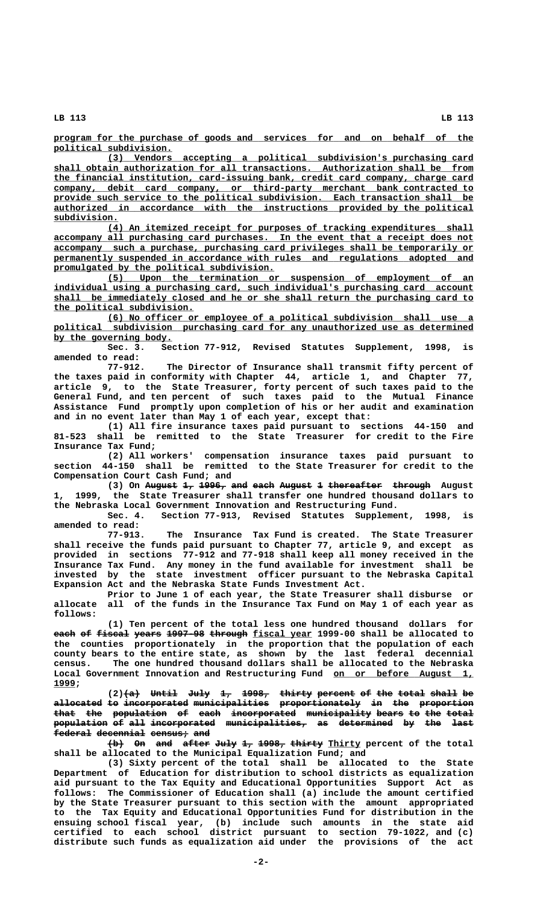program for the purchase of goods and services for and on behalf of the political subdivision.

(3) Vendors accepting a political subdivision's purchasing card shall obtain authorization for all transactions. Authorization shall be from the financial institution, card-issuing bank, credit card company, charge card company, debit card company, or third-party merchant bank contracted to provide such service to the political subdivision. Each transaction shall be authorized in accordance with the instructions provided by the political subdivision.

(4) An itemized receipt for purposes of tracking expenditures shall accompany all purchasing card purchases. In the event that a receipt does not accompany such a purchase, purchasing card privileges shall be temporarily or permanently suspended in accordance with rules and regulations adopted and promulgated by the political subdivision.

(5) Upon the termination or suspension of employment of an individual using a purchasing card, such individual's purchasing card account shall be immediately closed and he or she shall return the purchasing card to the political subdivision.

(6) No officer or employee of a political subdivision shall use a political subdivision purchasing card for any unauthorized use as determined by the governing body.

Sec. 3. Section 77-912, Revised Statutes Supplement, 1998, is amended to read:

77-912. The Director of Insurance shall transmit fifty percent of the taxes paid in conformity with Chapter 44, article 1, and Chapter 77, article 9, to the State Treasurer, forty percent of such taxes paid to the General Fund, and ten percent of such taxes paid to the Mutual Finance Assistance Fund promptly upon completion of his or her audit and examination and in no event later than May 1 of each year, except that:

(1) All fire insurance taxes paid pursuant to sections 44-150 and 81-523 shall be remitted to the State Treasurer for credit to the Fire Insurance Tax Fund;

(2) All workers' compensation insurance taxes paid pursuant to section 44-150 shall be remitted to the State Treasurer for credit to the Compensation Court Cash Fund; and

(3) On ~~August 1, 1996, and each August 1 thereafter through~~ August 1, 1999, the State Treasurer shall transfer one hundred thousand dollars to the Nebraska Local Government Innovation and Restructuring Fund.

Sec. 4. Section 77-913, Revised Statutes Supplement, 1998, is amended to read:

77-913. The Insurance Tax Fund is created. The State Treasurer shall receive the funds paid pursuant to Chapter 77, article 9, and except as provided in sections 77-912 and 77-918 shall keep all money received in the Insurance Tax Fund. Any money in the fund available for investment shall be invested by the state investment officer pursuant to the Nebraska Capital Expansion Act and the Nebraska State Funds Investment Act.

Prior to June 1 of each year, the State Treasurer shall disburse or allocate all of the funds in the Insurance Tax Fund on May 1 of each year as follows:

(1) Ten percent of the total less one hundred thousand dollars for ~~each of fiscal years 1997-98 through~~ fiscal year 1999-00 shall be allocated to the counties proportionately in the proportion that the population of each county bears to the entire state, as shown by the last federal decennial census. The one hundred thousand dollars shall be allocated to the Nebraska Local Government Innovation and Restructuring Fund on or before August 1, 1999;

(2)~~(a) Until July 1, 1998, thirty percent of the total shall be allocated to incorporated municipalities proportionately in the proportion that the population of each incorporated municipality bears to the total population of all incorporated municipalities, as determined by the last federal decennial census; and~~

~~(b) On and after July 1, 1998, thirty~~ Thirty percent of the total shall be allocated to the Municipal Equalization Fund; and

(3) Sixty percent of the total shall be allocated to the State Department of Education for distribution to school districts as equalization aid pursuant to the Tax Equity and Educational Opportunities Support Act as follows: The Commissioner of Education shall (a) include the amount certified by the State Treasurer pursuant to this section with the amount appropriated to the Tax Equity and Educational Opportunities Fund for distribution in the ensuing school fiscal year, (b) include such amounts in the state aid certified to each school district pursuant to section 79-1022, and (c) distribute such funds as equalization aid under the provisions of the act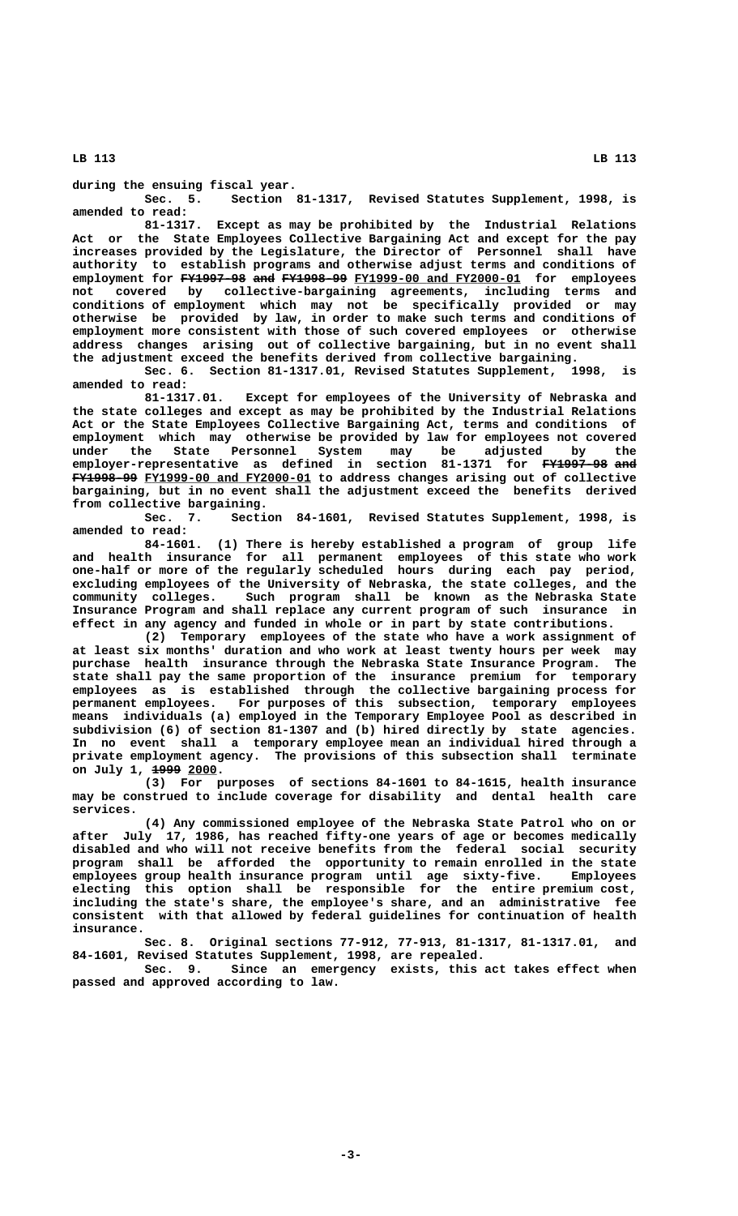during the ensuing fiscal year.

Sec. 5. Section 81-1317, Revised Statutes Supplement, 1998, is amended to read:

81-1317. Except as may be prohibited by the Industrial Relations Act or the State Employees Collective Bargaining Act and except for the pay increases provided by the Legislature, the Director of Personnel shall have authority to establish programs and otherwise adjust terms and conditions of employment for ~~FY1997-98 and FY1998-99~~ FY1999-00 and FY2000-01 for employees not covered by collective-bargaining agreements, including terms and conditions of employment which may not be specifically provided or may otherwise be provided by law, in order to make such terms and conditions of employment more consistent with those of such covered employees or otherwise address changes arising out of collective bargaining, but in no event shall the adjustment exceed the benefits derived from collective bargaining.

Sec. 6. Section 81-1317.01, Revised Statutes Supplement, 1998, is amended to read:

81-1317.01. Except for employees of the University of Nebraska and the state colleges and except as may be prohibited by the Industrial Relations Act or the State Employees Collective Bargaining Act, terms and conditions of employment which may otherwise be provided by law for employees not covered under the State Personnel System may be adjusted by the employer-representative as defined in section 81-1371 for ~~FY1997-98 and FY1998-99~~ FY1999-00 and FY2000-01 to address changes arising out of collective bargaining, but in no event shall the adjustment exceed the benefits derived from collective bargaining.

Sec. 7. Section 84-1601, Revised Statutes Supplement, 1998, is amended to read:

84-1601. (1) There is hereby established a program of group life and health insurance for all permanent employees of this state who work one-half or more of the regularly scheduled hours during each pay period, excluding employees of the University of Nebraska, the state colleges, and the community colleges. Such program shall be known as the Nebraska State Insurance Program and shall replace any current program of such insurance in effect in any agency and funded in whole or in part by state contributions.

(2) Temporary employees of the state who have a work assignment of at least six months' duration and who work at least twenty hours per week may purchase health insurance through the Nebraska State Insurance Program. The state shall pay the same proportion of the insurance premium for temporary employees as is established through the collective bargaining process for permanent employees. For purposes of this subsection, temporary employees means individuals (a) employed in the Temporary Employee Pool as described in subdivision (6) of section 81-1307 and (b) hired directly by state agencies. In no event shall a temporary employee mean an individual hired through a private employment agency. The provisions of this subsection shall terminate on July 1, ~~1999~~ 2000.

(3) For purposes of sections 84-1601 to 84-1615, health insurance may be construed to include coverage for disability and dental health care services.

(4) Any commissioned employee of the Nebraska State Patrol who on or after July 17, 1986, has reached fifty-one years of age or becomes medically disabled and who will not receive benefits from the federal social security program shall be afforded the opportunity to remain enrolled in the state employees group health insurance program until age sixty-five. Employees electing this option shall be responsible for the entire premium cost, including the state's share, the employee's share, and an administrative fee consistent with that allowed by federal guidelines for continuation of health insurance.

Sec. 8. Original sections 77-912, 77-913, 81-1317, 81-1317.01, and 84-1601, Revised Statutes Supplement, 1998, are repealed.

Sec. 9. Since an emergency exists, this act takes effect when passed and approved according to law.